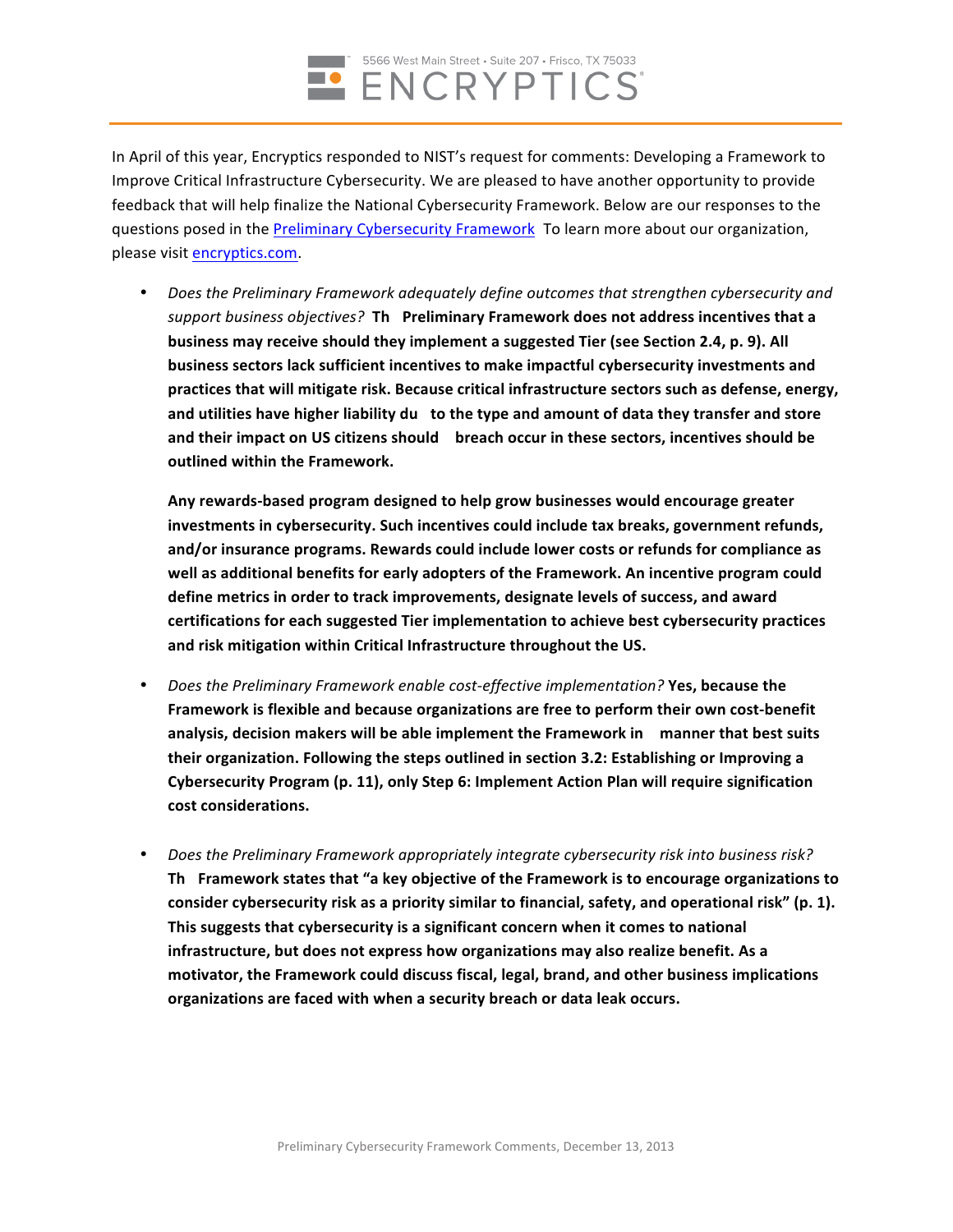5566 West Main Street • Suite 207 • Frisco, TX 75033

ENCRYPTICS

In April of this year, Encryptics responded to NIST's request for comments: Developing a Framework to Improve Critical Infrastructure Cybersecurity. We are pleased to have another opportunity to provide feedback that will help finalize the National Cybersecurity Framework. Below are our responses to the questions posed in the [Preliminary Cybersecurity Framework](Preliminary Cybersecurity Framework) To learn more about our organization, please visit [encryptics.com](encryptics.com).

- *Does the Preliminary Framework adequately define outcomes that strengthen cybersecurity and support business objectives?* **Th  Preliminary Framework does not address incentives that a business may receive should they implement a suggested Tier (see Section 2.4, p. 9). All business sectors lack sufficient incentives to make impactful cybersecurity investments and practices that will mitigate risk. Because critical infrastructure sectors such as defense, energy, and utilities have higher liability du  to the type and amount of data they transfer and store and their impact on US citizens should  breach occur in these sectors, incentives should be outlined within the Framework.**

  **Any rewards-based program designed to help grow businesses would encourage greater investments in cybersecurity. Such incentives could include tax breaks, government refunds, and/or insurance programs. Rewards could include lower costs or refunds for compliance as well as additional benefits for early adopters of the Framework. An incentive program could define metrics in order to track improvements, designate levels of success, and award certifications for each suggested Tier implementation to achieve best cybersecurity practices and risk mitigation within Critical Infrastructure throughout the US.**

- *Does the Preliminary Framework enable cost-effective implementation?* **Yes, because the Framework is flexible and because organizations are free to perform their own cost-benefit analysis, decision makers will be able implement the Framework in  manner that best suits their organization. Following the steps outlined in section 3.2: Establishing or Improving a Cybersecurity Program (p. 11), only Step 6: Implement Action Plan will require signification cost considerations.**

- *Does the Preliminary Framework appropriately integrate cybersecurity risk into business risk?* **Th  Framework states that "a key objective of the Framework is to encourage organizations to consider cybersecurity risk as a priority similar to financial, safety, and operational risk" (p. 1). This suggests that cybersecurity is a significant concern when it comes to national infrastructure, but does not express how organizations may also realize benefit. As a motivator, the Framework could discuss fiscal, legal, brand, and other business implications organizations are faced with when a security breach or data leak occurs.**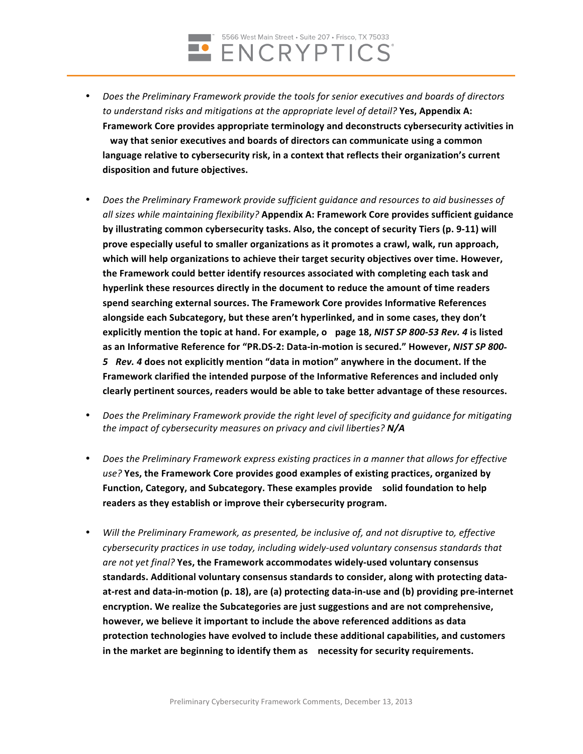- *Does the Preliminary Framework provide the tools for senior executives and boards of directors to understand risks and mitigations at the appropriate level of detail?* **Yes, Appendix A: Framework Core provides appropriate terminology and deconstructs cybersecurity activities in way that senior executives and boards of directors can communicate using a common language relative to cybersecurity risk, in a context that reflects their organization's current disposition and future objectives.**

- *Does the Preliminary Framework provide sufficient guidance and resources to aid businesses of all sizes while maintaining flexibility?* **Appendix A: Framework Core provides sufficient guidance by illustrating common cybersecurity tasks. Also, the concept of security Tiers (p. 9-11) will prove especially useful to smaller organizations as it promotes a crawl, walk, run approach, which will help organizations to achieve their target security objectives over time. However, the Framework could better identify resources associated with completing each task and hyperlink these resources directly in the document to reduce the amount of time readers spend searching external sources. The Framework Core provides Informative References alongside each Subcategory, but these aren't hyperlinked, and in some cases, they don't explicitly mention the topic at hand. For example, o page 18, *NIST SP 800-53 Rev. 4* is listed as an Informative Reference for "PR.DS-2: Data-in-motion is secured." However, *NIST SP 800-5 Rev. 4* does not explicitly mention "data in motion" anywhere in the document. If the Framework clarified the intended purpose of the Informative References and included only clearly pertinent sources, readers would be able to take better advantage of these resources.**

- *Does the Preliminary Framework provide the right level of specificity and guidance for mitigating the impact of cybersecurity measures on privacy and civil liberties?* ***N/A***

- *Does the Preliminary Framework express existing practices in a manner that allows for effective use?* **Yes, the Framework Core provides good examples of existing practices, organized by Function, Category, and Subcategory. These examples provide solid foundation to help readers as they establish or improve their cybersecurity program.**

- *Will the Preliminary Framework, as presented, be inclusive of, and not disruptive to, effective cybersecurity practices in use today, including widely-used voluntary consensus standards that are not yet final?* **Yes, the Framework accommodates widely-used voluntary consensus standards. Additional voluntary consensus standards to consider, along with protecting data-at-rest and data-in-motion (p. 18), are (a) protecting data-in-use and (b) providing pre-internet encryption. We realize the Subcategories are just suggestions and are not comprehensive, however, we believe it important to include the above referenced additions as data protection technologies have evolved to include these additional capabilities, and customers in the market are beginning to identify them as necessity for security requirements.**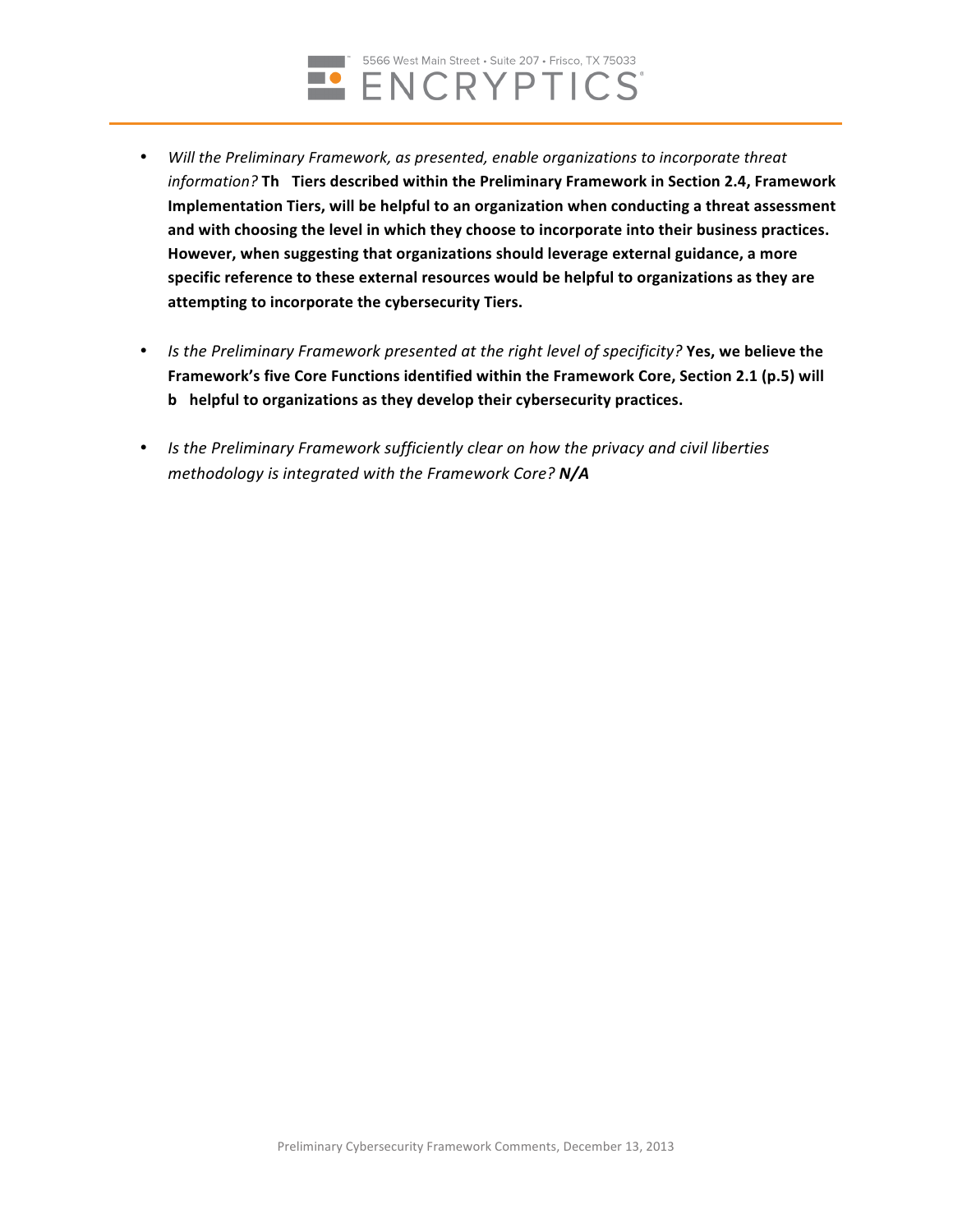- *Will the Preliminary Framework, as presented, enable organizations to incorporate threat information?* **Th Tiers described within the Preliminary Framework in Section 2.4, Framework Implementation Tiers, will be helpful to an organization when conducting a threat assessment and with choosing the level in which they choose to incorporate into their business practices. However, when suggesting that organizations should leverage external guidance, a more specific reference to these external resources would be helpful to organizations as they are attempting to incorporate the cybersecurity Tiers.**

- *Is the Preliminary Framework presented at the right level of specificity?* **Yes, we believe the Framework's five Core Functions identified within the Framework Core, Section 2.1 (p.5) will b helpful to organizations as they develop their cybersecurity practices.**

- *Is the Preliminary Framework sufficiently clear on how the privacy and civil liberties methodology is integrated with the Framework Core?* ***N/A***